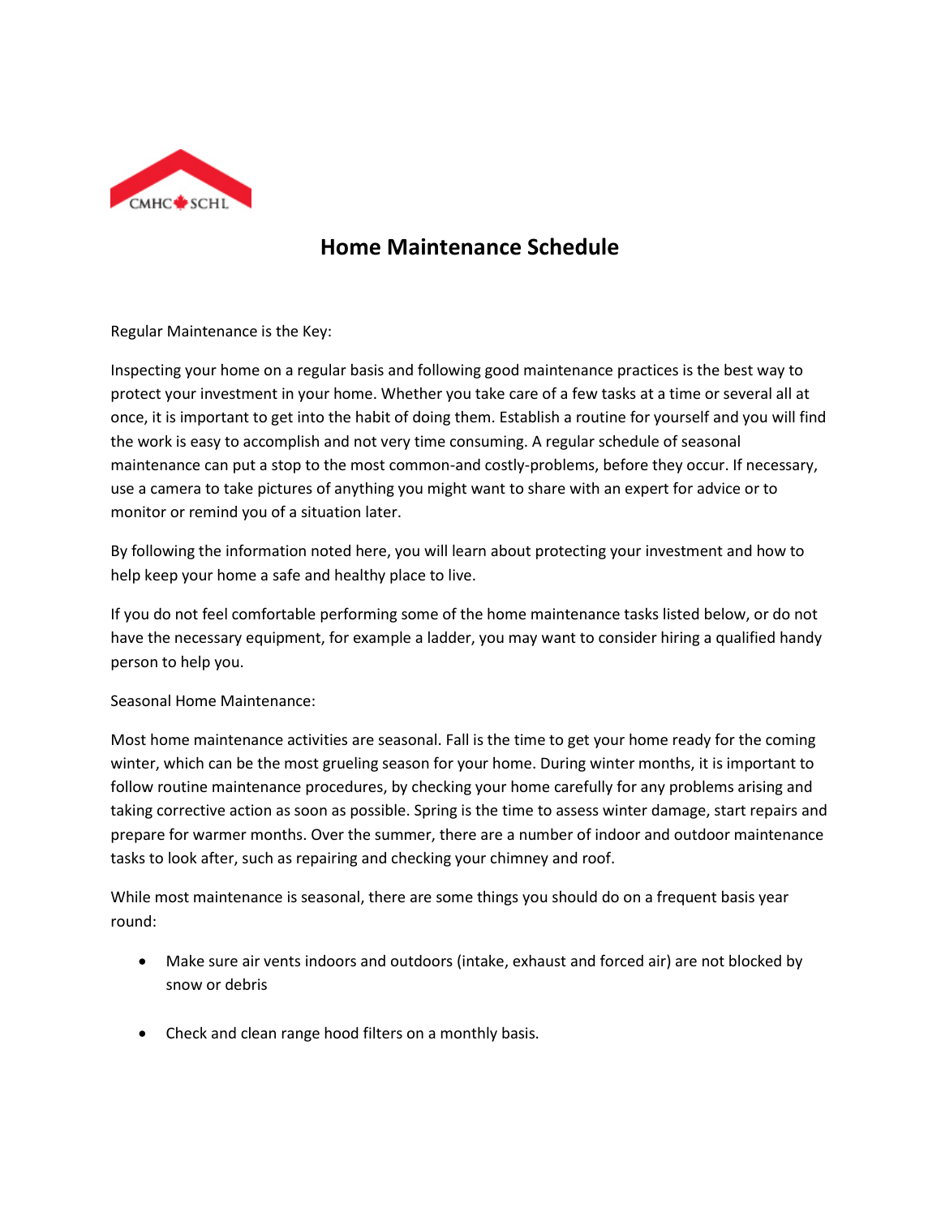# Home Maintenance Schedule

Regular Maintenance is the Key:

Inspecting your home on a regular basis and following good maintenance practices is the best way to protect your investment in your home. Whether you take care of a few tasks at a time or several all at once, it is important to get into the habit of doing them. Establish a routine for yourself and you will find the work is easy to accomplish and not very time consuming. A regular schedule of seasonal maintenance can put a stop to the most common-and costly-problems, before they occur. If necessary, use a camera to take pictures of anything you might want to share with an expert for advice or to monitor or remind you of a situation later.

By following the information noted here, you will learn about protecting your investment and how to help keep your home a safe and healthy place to live.

If you do not feel comfortable performing some of the home maintenance tasks listed below, or do not have the necessary equipment, for example a ladder, you may want to consider hiring a qualified handy person to help you.

Seasonal Home Maintenance:

Most home maintenance activities are seasonal. Fall is the time to get your home ready for the coming winter, which can be the most grueling season for your home. During winter months, it is important to follow routine maintenance procedures, by checking your home carefully for any problems arising and taking corrective action as soon as possible. Spring is the time to assess winter damage, start repairs and prepare for warmer months. Over the summer, there are a number of indoor and outdoor maintenance tasks to look after, such as repairing and checking your chimney and roof.

While most maintenance is seasonal, there are some things you should do on a frequent basis year round:

- Make sure air vents indoors and outdoors (intake, exhaust and forced air) are not blocked by snow or debris

- Check and clean range hood filters on a monthly basis.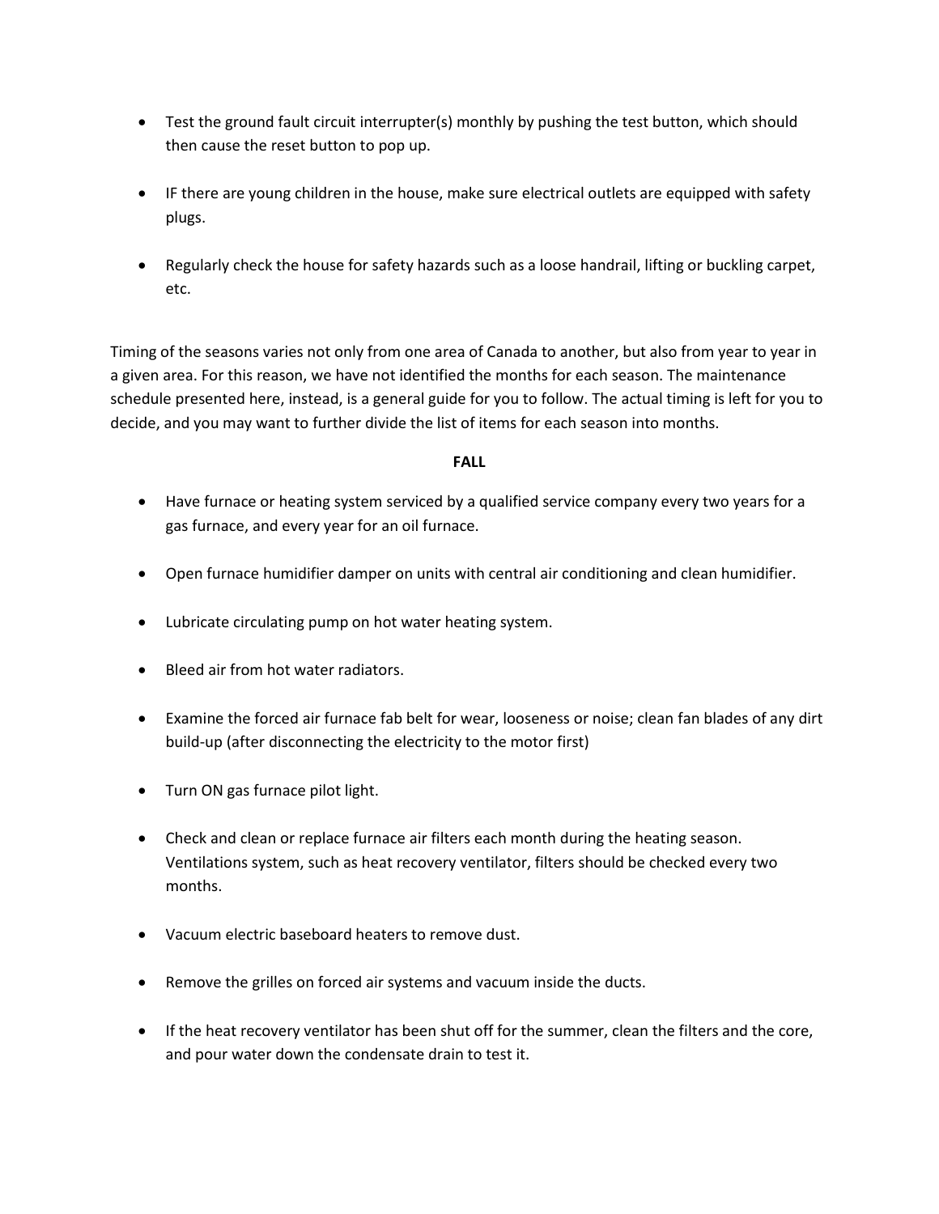- Test the ground fault circuit interrupter(s) monthly by pushing the test button, which should then cause the reset button to pop up.

- IF there are young children in the house, make sure electrical outlets are equipped with safety plugs.

- Regularly check the house for safety hazards such as a loose handrail, lifting or buckling carpet, etc.

Timing of the seasons varies not only from one area of Canada to another, but also from year to year in a given area. For this reason, we have not identified the months for each season. The maintenance schedule presented here, instead, is a general guide for you to follow. The actual timing is left for you to decide, and you may want to further divide the list of items for each season into months.

**FALL**

- Have furnace or heating system serviced by a qualified service company every two years for a gas furnace, and every year for an oil furnace.

- Open furnace humidifier damper on units with central air conditioning and clean humidifier.

- Lubricate circulating pump on hot water heating system.

- Bleed air from hot water radiators.

- Examine the forced air furnace fab belt for wear, looseness or noise; clean fan blades of any dirt build-up (after disconnecting the electricity to the motor first)

- Turn ON gas furnace pilot light.

- Check and clean or replace furnace air filters each month during the heating season. Ventilations system, such as heat recovery ventilator, filters should be checked every two months.

- Vacuum electric baseboard heaters to remove dust.

- Remove the grilles on forced air systems and vacuum inside the ducts.

- If the heat recovery ventilator has been shut off for the summer, clean the filters and the core, and pour water down the condensate drain to test it.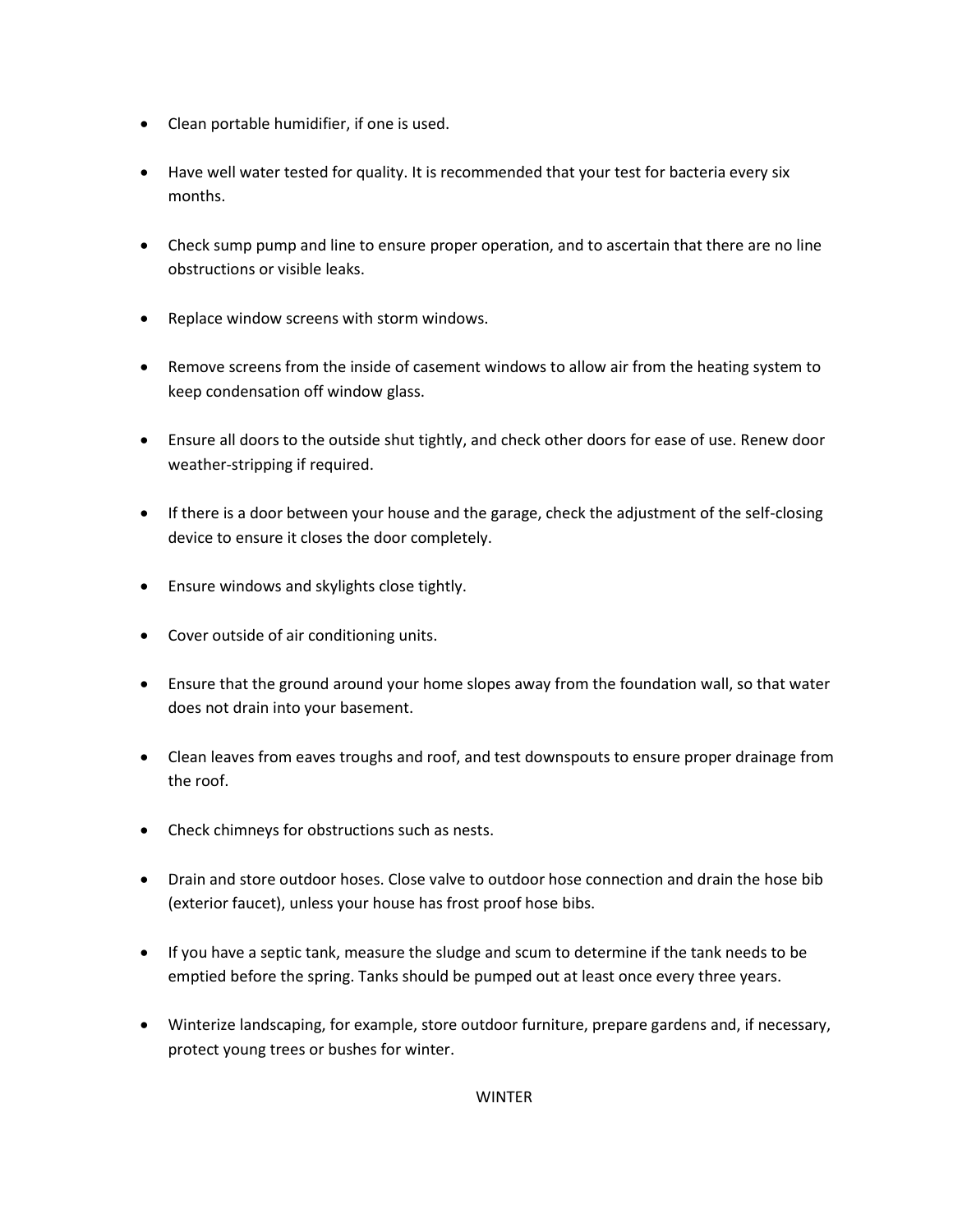- Clean portable humidifier, if one is used.
- Have well water tested for quality. It is recommended that your test for bacteria every six months.
- Check sump pump and line to ensure proper operation, and to ascertain that there are no line obstructions or visible leaks.
- Replace window screens with storm windows.
- Remove screens from the inside of casement windows to allow air from the heating system to keep condensation off window glass.
- Ensure all doors to the outside shut tightly, and check other doors for ease of use. Renew door weather-stripping if required.
- If there is a door between your house and the garage, check the adjustment of the self-closing device to ensure it closes the door completely.
- Ensure windows and skylights close tightly.
- Cover outside of air conditioning units.
- Ensure that the ground around your home slopes away from the foundation wall, so that water does not drain into your basement.
- Clean leaves from eaves troughs and roof, and test downspouts to ensure proper drainage from the roof.
- Check chimneys for obstructions such as nests.
- Drain and store outdoor hoses. Close valve to outdoor hose connection and drain the hose bib (exterior faucet), unless your house has frost proof hose bibs.
- If you have a septic tank, measure the sludge and scum to determine if the tank needs to be emptied before the spring. Tanks should be pumped out at least once every three years.
- Winterize landscaping, for example, store outdoor furniture, prepare gardens and, if necessary, protect young trees or bushes for winter.

## WINTER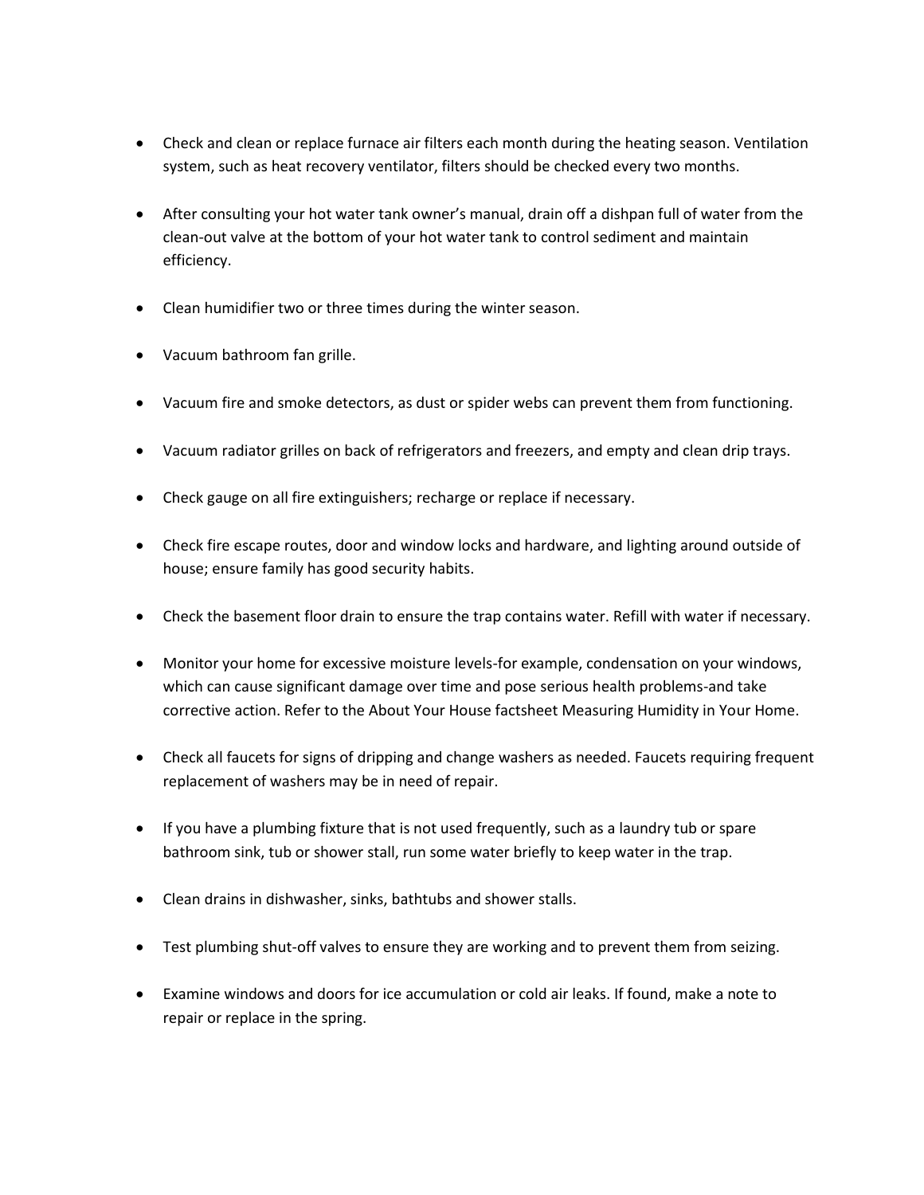- Check and clean or replace furnace air filters each month during the heating season. Ventilation system, such as heat recovery ventilator, filters should be checked every two months.

- After consulting your hot water tank owner's manual, drain off a dishpan full of water from the clean-out valve at the bottom of your hot water tank to control sediment and maintain efficiency.

- Clean humidifier two or three times during the winter season.

- Vacuum bathroom fan grille.

- Vacuum fire and smoke detectors, as dust or spider webs can prevent them from functioning.

- Vacuum radiator grilles on back of refrigerators and freezers, and empty and clean drip trays.

- Check gauge on all fire extinguishers; recharge or replace if necessary.

- Check fire escape routes, door and window locks and hardware, and lighting around outside of house; ensure family has good security habits.

- Check the basement floor drain to ensure the trap contains water. Refill with water if necessary.

- Monitor your home for excessive moisture levels-for example, condensation on your windows, which can cause significant damage over time and pose serious health problems-and take corrective action. Refer to the About Your House factsheet Measuring Humidity in Your Home.

- Check all faucets for signs of dripping and change washers as needed. Faucets requiring frequent replacement of washers may be in need of repair.

- If you have a plumbing fixture that is not used frequently, such as a laundry tub or spare bathroom sink, tub or shower stall, run some water briefly to keep water in the trap.

- Clean drains in dishwasher, sinks, bathtubs and shower stalls.

- Test plumbing shut-off valves to ensure they are working and to prevent them from seizing.

- Examine windows and doors for ice accumulation or cold air leaks. If found, make a note to repair or replace in the spring.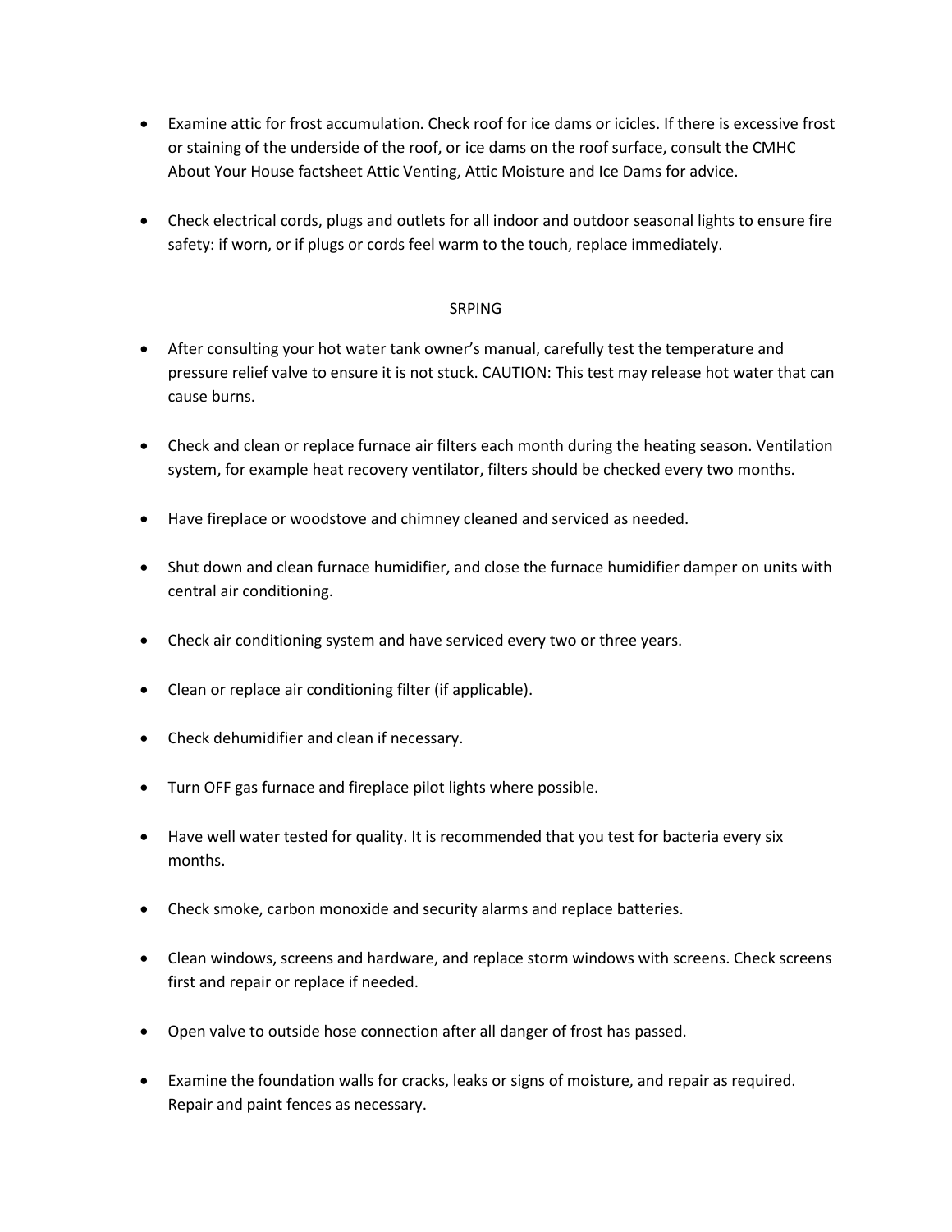- Examine attic for frost accumulation. Check roof for ice dams or icicles. If there is excessive frost or staining of the underside of the roof, or ice dams on the roof surface, consult the CMHC About Your House factsheet Attic Venting, Attic Moisture and Ice Dams for advice.

- Check electrical cords, plugs and outlets for all indoor and outdoor seasonal lights to ensure fire safety: if worn, or if plugs or cords feel warm to the touch, replace immediately.

## SRPING

- After consulting your hot water tank owner's manual, carefully test the temperature and pressure relief valve to ensure it is not stuck. CAUTION: This test may release hot water that can cause burns.

- Check and clean or replace furnace air filters each month during the heating season. Ventilation system, for example heat recovery ventilator, filters should be checked every two months.

- Have fireplace or woodstove and chimney cleaned and serviced as needed.

- Shut down and clean furnace humidifier, and close the furnace humidifier damper on units with central air conditioning.

- Check air conditioning system and have serviced every two or three years.

- Clean or replace air conditioning filter (if applicable).

- Check dehumidifier and clean if necessary.

- Turn OFF gas furnace and fireplace pilot lights where possible.

- Have well water tested for quality. It is recommended that you test for bacteria every six months.

- Check smoke, carbon monoxide and security alarms and replace batteries.

- Clean windows, screens and hardware, and replace storm windows with screens. Check screens first and repair or replace if needed.

- Open valve to outside hose connection after all danger of frost has passed.

- Examine the foundation walls for cracks, leaks or signs of moisture, and repair as required. Repair and paint fences as necessary.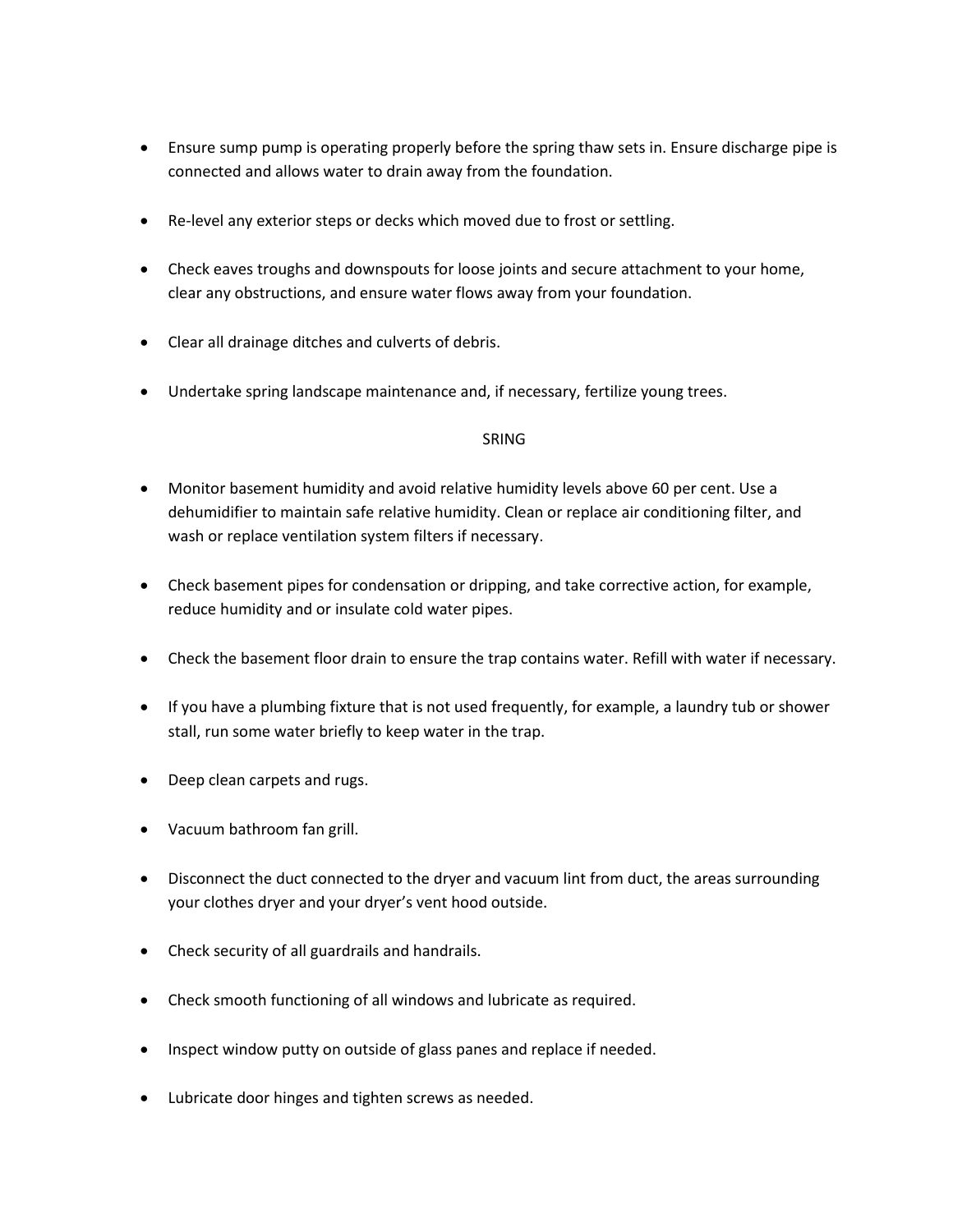- Ensure sump pump is operating properly before the spring thaw sets in. Ensure discharge pipe is connected and allows water to drain away from the foundation.

- Re-level any exterior steps or decks which moved due to frost or settling.

- Check eaves troughs and downspouts for loose joints and secure attachment to your home, clear any obstructions, and ensure water flows away from your foundation.

- Clear all drainage ditches and culverts of debris.

- Undertake spring landscape maintenance and, if necessary, fertilize young trees.

SRING

- Monitor basement humidity and avoid relative humidity levels above 60 per cent. Use a dehumidifier to maintain safe relative humidity. Clean or replace air conditioning filter, and wash or replace ventilation system filters if necessary.

- Check basement pipes for condensation or dripping, and take corrective action, for example, reduce humidity and or insulate cold water pipes.

- Check the basement floor drain to ensure the trap contains water. Refill with water if necessary.

- If you have a plumbing fixture that is not used frequently, for example, a laundry tub or shower stall, run some water briefly to keep water in the trap.

- Deep clean carpets and rugs.

- Vacuum bathroom fan grill.

- Disconnect the duct connected to the dryer and vacuum lint from duct, the areas surrounding your clothes dryer and your dryer's vent hood outside.

- Check security of all guardrails and handrails.

- Check smooth functioning of all windows and lubricate as required.

- Inspect window putty on outside of glass panes and replace if needed.

- Lubricate door hinges and tighten screws as needed.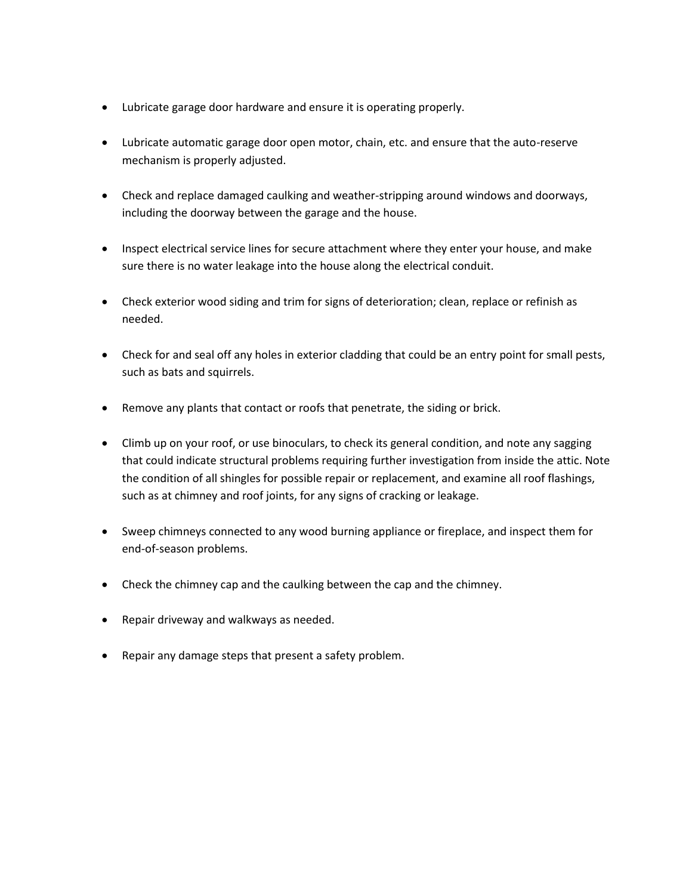- Lubricate garage door hardware and ensure it is operating properly.
- Lubricate automatic garage door open motor, chain, etc. and ensure that the auto-reserve mechanism is properly adjusted.
- Check and replace damaged caulking and weather-stripping around windows and doorways, including the doorway between the garage and the house.
- Inspect electrical service lines for secure attachment where they enter your house, and make sure there is no water leakage into the house along the electrical conduit.
- Check exterior wood siding and trim for signs of deterioration; clean, replace or refinish as needed.
- Check for and seal off any holes in exterior cladding that could be an entry point for small pests, such as bats and squirrels.
- Remove any plants that contact or roofs that penetrate, the siding or brick.
- Climb up on your roof, or use binoculars, to check its general condition, and note any sagging that could indicate structural problems requiring further investigation from inside the attic. Note the condition of all shingles for possible repair or replacement, and examine all roof flashings, such as at chimney and roof joints, for any signs of cracking or leakage.
- Sweep chimneys connected to any wood burning appliance or fireplace, and inspect them for end-of-season problems.
- Check the chimney cap and the caulking between the cap and the chimney.
- Repair driveway and walkways as needed.
- Repair any damage steps that present a safety problem.